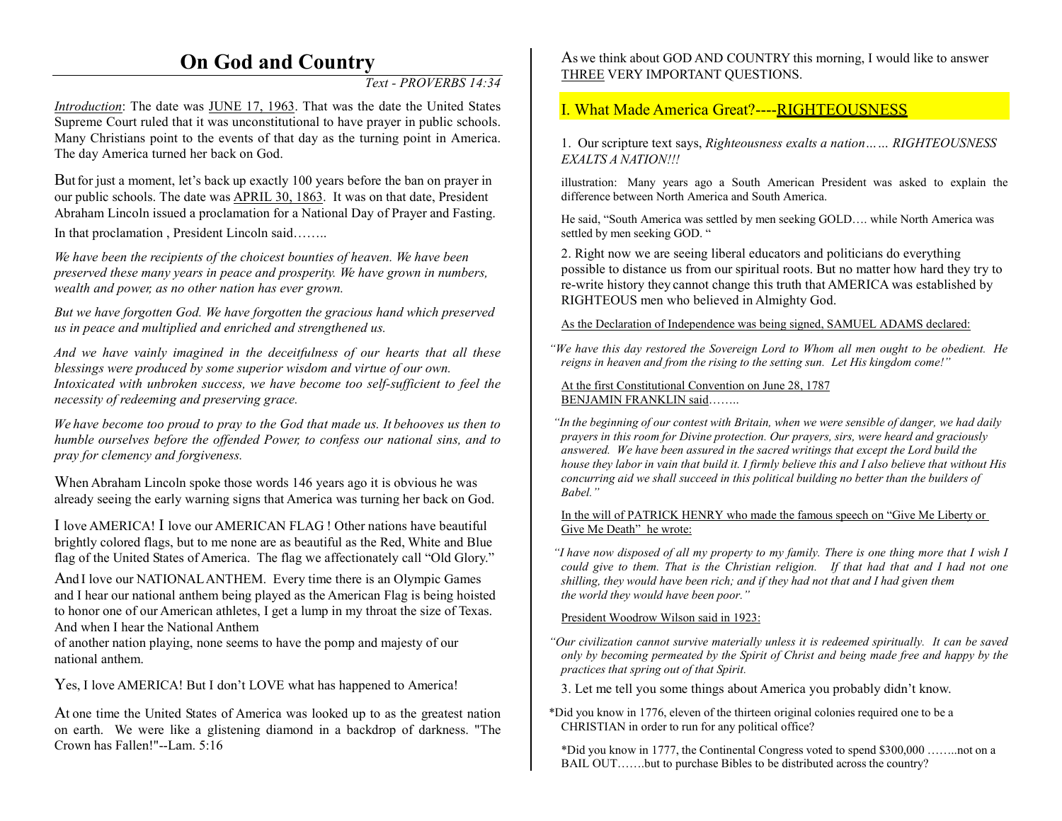# On God and Country

*Text - PROVERBS 14:34*

*Introduction*: The date was JUNE 17, 1963. That was the date the United States Supreme Court ruled that it was unconstitutional to have prayer in public schools. Many Christians point to the events of that day as the turning point in America. The day America turned her back on God.

But for just a moment, let's back up exactly 100 years before the ban on prayer in our public schools. The date was APRIL 30, 1863. It was on that date, President Abraham Lincoln issued a proclamation for a National Day of Prayer and Fasting.

In that proclamation , President Lincoln said……..

*We have been the recipients of the choicest bounties of heaven. We have been preserved these many years in peace and prosperity. We have grown in numbers, wealth and power, as no other nation has ever grown.*

*But we have forgotten God. We have forgotten the gracious hand which preserved us in peace and multiplied and enriched and strengthened us.*

*And we have vainly imagined in the deceitfulness of our hearts that all these blessings were produced by some superior wisdom and virtue of our own. Intoxicated with unbroken success, we have become too self-sufficient to feel the necessity of redeeming and preserving grace.*

*We have become too proud to pray to the God that made us. It behooves us then to humble ourselves before the offended Power, to confess our national sins, and to pray for clemency and forgiveness.*

When Abraham Lincoln spoke those words 146 years ago it is obvious he was already seeing the early warning signs that America was turning her back on God.

I love AMERICA! I love our AMERICAN FLAG ! Other nations have beautiful brightly colored flags, but to me none are as beautiful as the Red, White and Blue flag of the United States of America. The flag we affectionately call "Old Glory."

And I love our NATIONAL ANTHEM. Every time there is an Olympic Games and I hear our national anthem being played as the American Flag is being hoisted to honor one of our American athletes, I get a lump in my throat the size of Texas. And when I hear the National Anthem of another nation playing, none seems to have the pomp and majesty of our national anthem.

Yes, I love AMERICA! But I don't LOVE what has happened to America!

At one time the United States of America was looked up to as the greatest nation on earth. We were like a glistening diamond in a backdrop of darkness. "The Crown has Fallen!"--Lam. 5:16

As we think about GOD AND COUNTRY this morning, I would like to answer THREE VERY IMPORTANT QUESTIONS.

## I. What Made America Great?----RIGHTEOUSNESS

1. Our scripture text says, *Righteousness exalts a nation…… RIGHTEOUSNESS EXALTS A NATION!!!*

illustration: Many years ago a South American President was asked to explain the difference between North America and South America.

He said, "South America was settled by men seeking GOLD…. while North America was settled by men seeking GOD. "

2. Right now we are seeing liberal educators and politicians do everything possible to distance us from our spiritual roots. But no matter how hard they try to re-write history they cannot change this truth that AMERICA was established by RIGHTEOUS men who believed in Almighty God.

As the Declaration of Independence was being signed, SAMUEL ADAMS declared:

*"We have this day restored the Sovereign Lord to Whom all men ought to be obedient. He reigns in heaven and from the rising to the setting sun. Let His kingdom come!"*

At the first Constitutional Convention on June 28, 1787
BENJAMIN FRANKLIN said……..

*"In the beginning of our contest with Britain, when we were sensible of danger, we had daily prayers in this room for Divine protection. Our prayers, sirs, were heard and graciously answered. We have been assured in the sacred writings that except the Lord build the house they labor in vain that build it. I firmly believe this and I also believe that without His concurring aid we shall succeed in this political building no better than the builders of Babel."*

In the will of PATRICK HENRY who made the famous speech on "Give Me Liberty or Give Me Death" he wrote:

*"I have now disposed of all my property to my family. There is one thing more that I wish I could give to them. That is the Christian religion. If that had that and I had not one shilling, they would have been rich; and if they had not that and I had given them the world they would have been poor."*

President Woodrow Wilson said in 1923:

*"Our civilization cannot survive materially unless it is redeemed spiritually. It can be saved only by becoming permeated by the Spirit of Christ and being made free and happy by the practices that spring out of that Spirit.*

3. Let me tell you some things about America you probably didn't know.

*Did you know in 1776, eleven of the thirteen original colonies required one to be a CHRISTIAN in order to run for any political office?

*Did you know in 1777, the Continental Congress voted to spend $300,000 ……..not on a BAIL OUT…….but to purchase Bibles to be distributed across the country?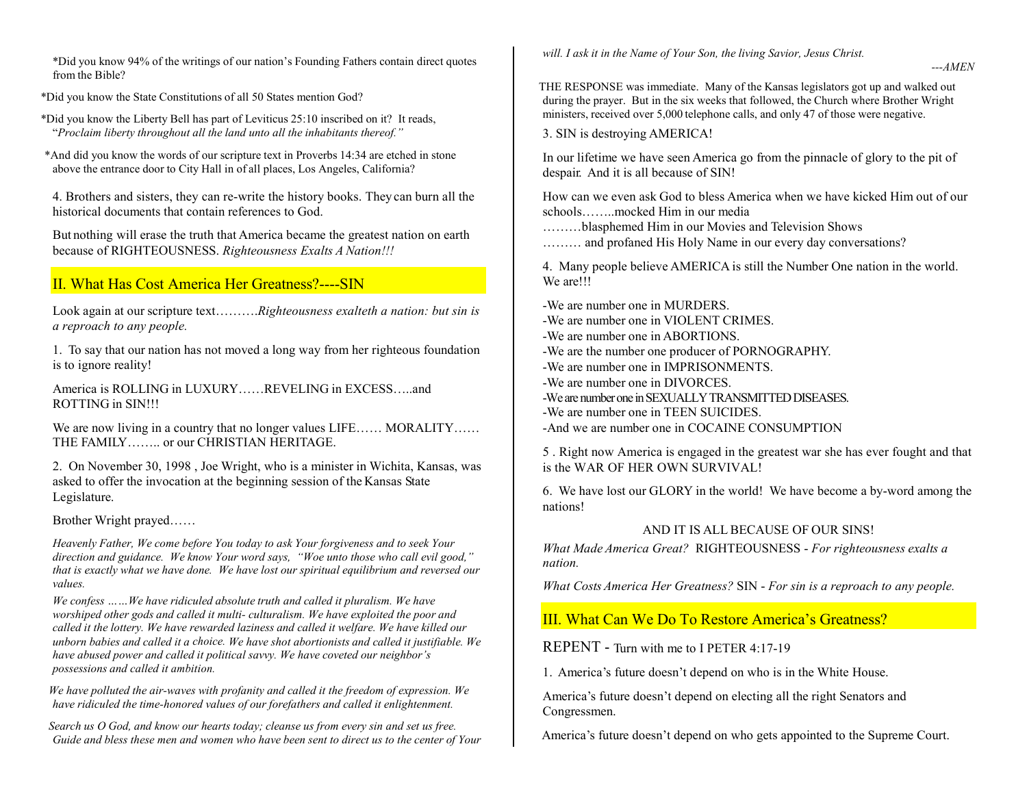*Did you know 94% of the writings of our nation's Founding Fathers contain direct quotes from the Bible?

*Did you know the State Constitutions of all 50 States mention God?

*Did you know the Liberty Bell has part of Leviticus 25:10 inscribed on it? It reads, "*Proclaim liberty throughout all the land unto all the inhabitants thereof.*"

*And did you know the words of our scripture text in Proverbs 14:34 are etched in stone above the entrance door to City Hall in of all places, Los Angeles, California?

4. Brothers and sisters, they can re-write the history books. They can burn all the historical documents that contain references to God.

But nothing will erase the truth that America became the greatest nation on earth because of RIGHTEOUSNESS. *Righteousness Exalts A Nation!!!*

## II. What Has Cost America Her Greatness?----SIN

Look again at our scripture text……….*Righteousness exalteth a nation: but sin is a reproach to any people.*

1. To say that our nation has not moved a long way from her righteous foundation is to ignore reality!

America is ROLLING in LUXURY……REVELING in EXCESS…..and ROTTING in SIN!!!

We are now living in a country that no longer values LIFE…… MORALITY…… THE FAMILY…….. or our CHRISTIAN HERITAGE.

2. On November 30, 1998 , Joe Wright, who is a minister in Wichita, Kansas, was asked to offer the invocation at the beginning session of the Kansas State Legislature.

Brother Wright prayed……

*Heavenly Father, We come before You today to ask Your forgiveness and to seek Your direction and guidance. We know Your word says, "Woe unto those who call evil good," that is exactly what we have done. We have lost our spiritual equilibrium and reversed our values.*

*We confess ……We have ridiculed absolute truth and called it pluralism. We have worshiped other gods and called it multi- culturalism. We have exploited the poor and called it the lottery. We have rewarded laziness and called it welfare. We have killed our unborn babies and called it a choice. We have shot abortionists and called it justifiable. We have abused power and called it political savvy. We have coveted our neighbor's possessions and called it ambition.*

*We have polluted the air-waves with profanity and called it the freedom of expression. We have ridiculed the time-honored values of our forefathers and called it enlightenment.*

*Search us O God, and know our hearts today; cleanse us from every sin and set us free. Guide and bless these men and women who have been sent to direct us to the center of Your will. I ask it in the Name of Your Son, the living Savior, Jesus Christ.*

*---AMEN*

THE RESPONSE was immediate. Many of the Kansas legislators got up and walked out during the prayer. But in the six weeks that followed, the Church where Brother Wright ministers, received over 5,000 telephone calls, and only 47 of those were negative.

3. SIN is destroying AMERICA!

In our lifetime we have seen America go from the pinnacle of glory to the pit of despair. And it is all because of SIN!

How can we even ask God to bless America when we have kicked Him out of our schools……..mocked Him in our media
………blasphemed Him in our Movies and Television Shows
……… and profaned His Holy Name in our every day conversations?

4. Many people believe AMERICA is still the Number One nation in the world. We are!!!

-We are number one in MURDERS.
-We are number one in VIOLENT CRIMES.
-We are number one in ABORTIONS.
-We are the number one producer of PORNOGRAPHY.
-We are number one in IMPRISONMENTS.
-We are number one in DIVORCES.
-We are number one in SEXUALLY TRANSMITTED DISEASES.
-We are number one in TEEN SUICIDES.
-And we are number one in COCAINE CONSUMPTION

5 . Right now America is engaged in the greatest war she has ever fought and that is the WAR OF HER OWN SURVIVAL!

6. We have lost our GLORY in the world! We have become a by-word among the nations!

AND IT IS ALL BECAUSE OF OUR SINS!

*What Made America Great?* RIGHTEOUSNESS - *For righteousness exalts a nation.*

*What Costs America Her Greatness?* SIN - *For sin is a reproach to any people.*

## III. What Can We Do To Restore America's Greatness?

REPENT - Turn with me to I PETER 4:17-19

1. America's future doesn't depend on who is in the White House.

America's future doesn't depend on electing all the right Senators and Congressmen.

America's future doesn't depend on who gets appointed to the Supreme Court.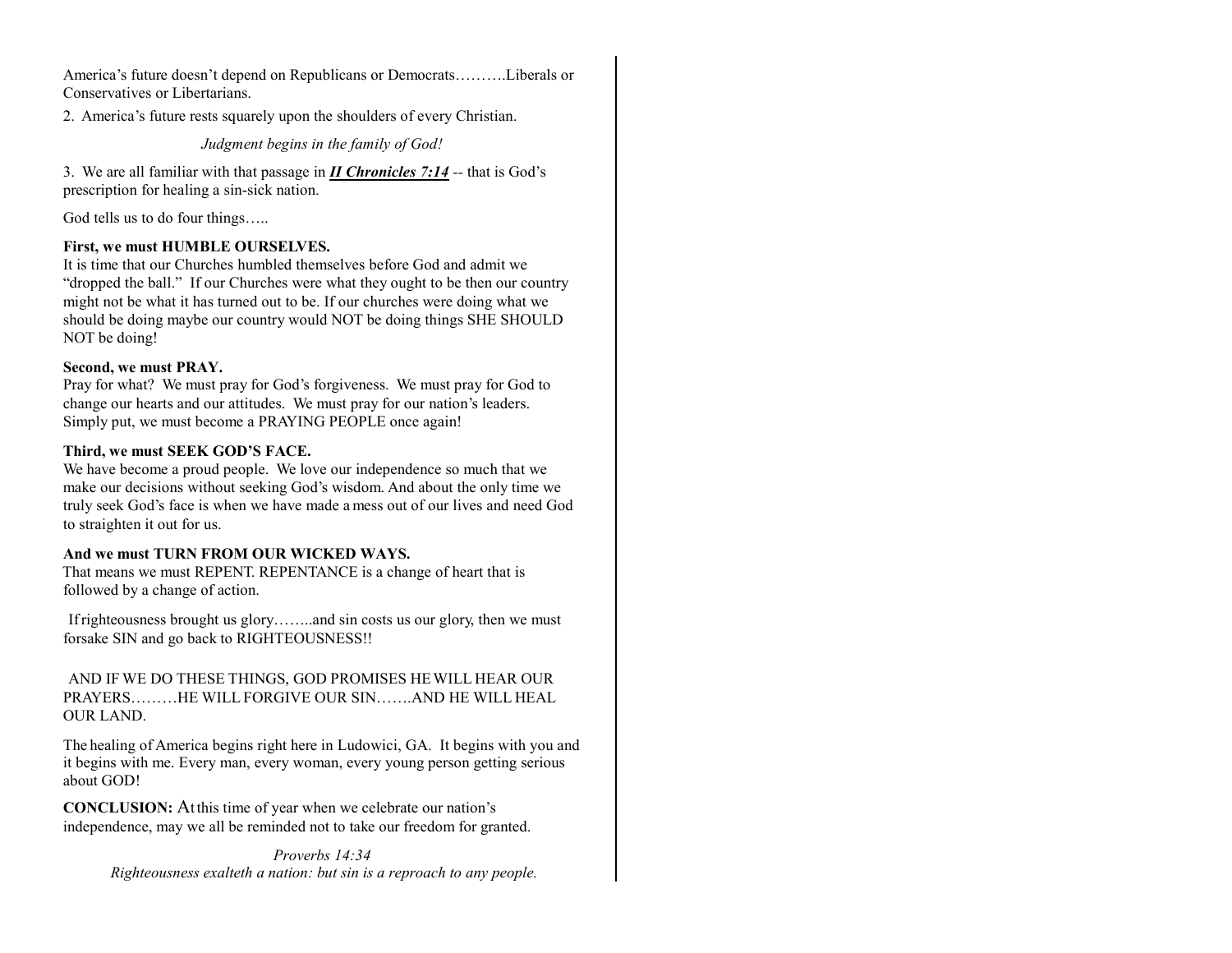America's future doesn't depend on Republicans or Democrats……….Liberals or Conservatives or Libertarians.

2. America's future rests squarely upon the shoulders of every Christian.

*Judgment begins in the family of God!*

3. We are all familiar with that passage in ***II Chronicles 7:14*** -- that is God's prescription for healing a sin-sick nation.

God tells us to do four things…..

**First, we must HUMBLE OURSELVES.**
It is time that our Churches humbled themselves before God and admit we "dropped the ball." If our Churches were what they ought to be then our country might not be what it has turned out to be. If our churches were doing what we should be doing maybe our country would NOT be doing things SHE SHOULD NOT be doing!

**Second, we must PRAY.**
Pray for what? We must pray for God's forgiveness. We must pray for God to change our hearts and our attitudes. We must pray for our nation's leaders. Simply put, we must become a PRAYING PEOPLE once again!

**Third, we must SEEK GOD'S FACE.**
We have become a proud people. We love our independence so much that we make our decisions without seeking God's wisdom. And about the only time we truly seek God's face is when we have made a mess out of our lives and need God to straighten it out for us.

**And we must TURN FROM OUR WICKED WAYS.**
That means we must REPENT. REPENTANCE is a change of heart that is followed by a change of action.

If righteousness brought us glory……..and sin costs us our glory, then we must forsake SIN and go back to RIGHTEOUSNESS!!

AND IF WE DO THESE THINGS, GOD PROMISES HE WILL HEAR OUR PRAYERS………HE WILL FORGIVE OUR SIN…….AND HE WILL HEAL OUR LAND.

The healing of America begins right here in Ludowici, GA. It begins with you and it begins with me. Every man, every woman, every young person getting serious about GOD!

**CONCLUSION:** At this time of year when we celebrate our nation's independence, may we all be reminded not to take our freedom for granted.

*Proverbs 14:34*
*Righteousness exalteth a nation: but sin is a reproach to any people.*